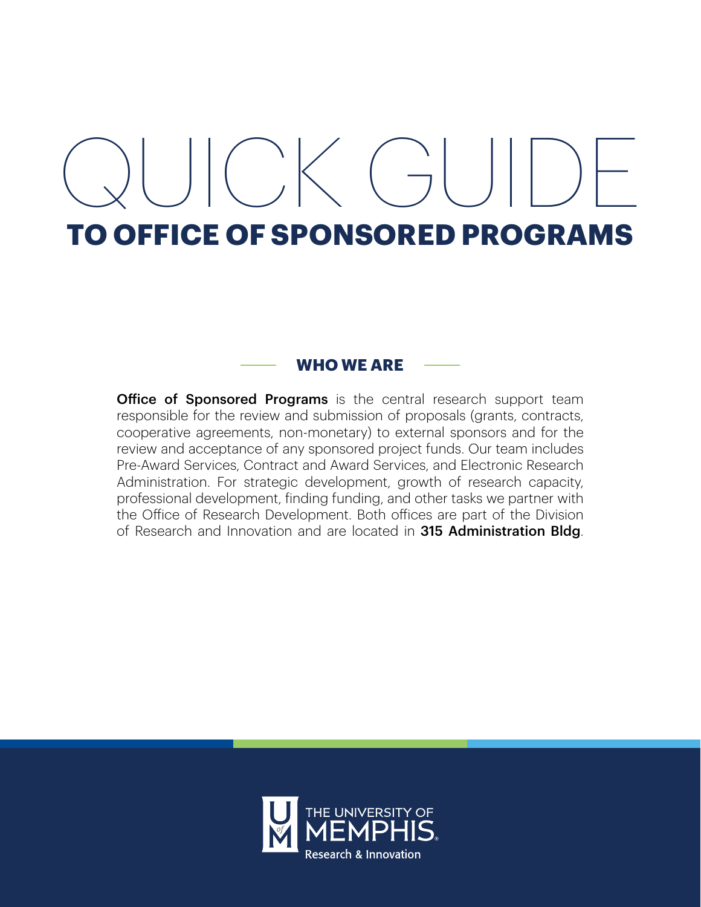# QUICK GUIDE

## TO OFFICE OF SPONSORED PROGRAMS

### WHO WE ARE

**Office of Sponsored Programs** is the central research support team responsible for the review and submission of proposals (grants, contracts, cooperative agreements, non-monetary) to external sponsors and for the review and acceptance of any sponsored project funds. Our team includes Pre-Award Services, Contract and Award Services, and Electronic Research Administration. For strategic development, growth of research capacity, professional development, finding funding, and other tasks we partner with the Office of Research Development. Both offices are part of the Division of Research and Innovation and are located in **315 Administration Bldg**.

THE UNIVERSITY OF MEMPHIS

Research & Innovation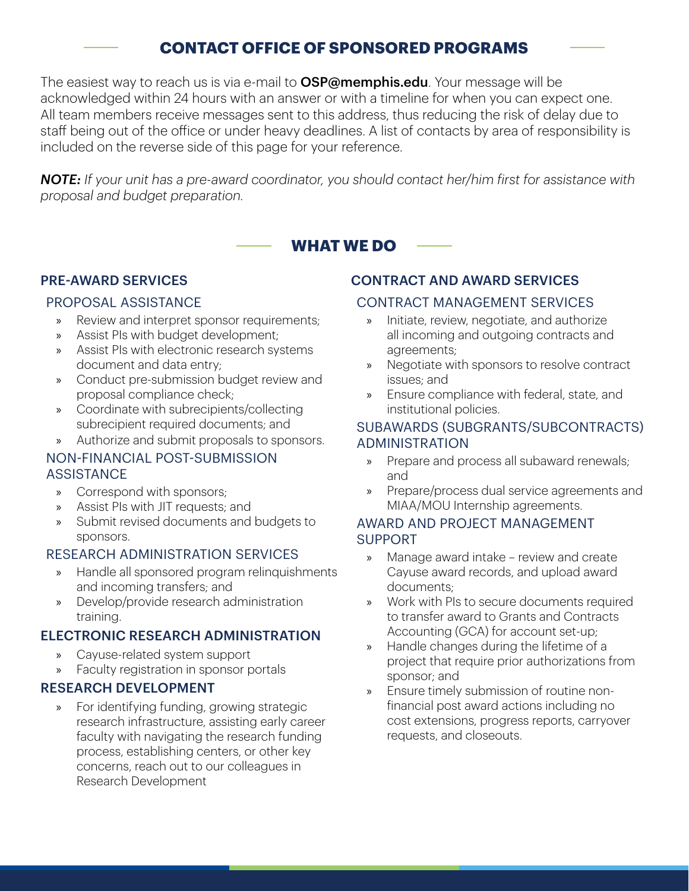## CONTACT OFFICE OF SPONSORED PROGRAMS

The easiest way to reach us is via e-mail to **OSP@memphis.edu**. Your message will be acknowledged within 24 hours with an answer or with a timeline for when you can expect one. All team members receive messages sent to this address, thus reducing the risk of delay due to staff being out of the office or under heavy deadlines. A list of contacts by area of responsibility is included on the reverse side of this page for your reference.

***NOTE:*** *If your unit has a pre-award coordinator, you should contact her/him first for assistance with proposal and budget preparation.*

## WHAT WE DO

### PRE-AWARD SERVICES

#### PROPOSAL ASSISTANCE

- Review and interpret sponsor requirements;
- Assist PIs with budget development;
- Assist PIs with electronic research systems document and data entry;
- Conduct pre-submission budget review and proposal compliance check;
- Coordinate with subrecipients/collecting subrecipient required documents; and
- Authorize and submit proposals to sponsors.

#### NON-FINANCIAL POST-SUBMISSION ASSISTANCE

- Correspond with sponsors;
- Assist PIs with JIT requests; and
- Submit revised documents and budgets to sponsors.

#### RESEARCH ADMINISTRATION SERVICES

- Handle all sponsored program relinquishments and incoming transfers; and
- Develop/provide research administration training.

### ELECTRONIC RESEARCH ADMINISTRATION

- Cayuse-related system support
- Faculty registration in sponsor portals

### RESEARCH DEVELOPMENT

- For identifying funding, growing strategic research infrastructure, assisting early career faculty with navigating the research funding process, establishing centers, or other key concerns, reach out to our colleagues in Research Development

### CONTRACT AND AWARD SERVICES

#### CONTRACT MANAGEMENT SERVICES

- Initiate, review, negotiate, and authorize all incoming and outgoing contracts and agreements;
- Negotiate with sponsors to resolve contract issues; and
- Ensure compliance with federal, state, and institutional policies.

#### SUBAWARDS (SUBGRANTS/SUBCONTRACTS) ADMINISTRATION

- Prepare and process all subaward renewals; and
- Prepare/process dual service agreements and MIAA/MOU Internship agreements.

#### AWARD AND PROJECT MANAGEMENT SUPPORT

- Manage award intake – review and create Cayuse award records, and upload award documents;
- Work with PIs to secure documents required to transfer award to Grants and Contracts Accounting (GCA) for account set-up;
- Handle changes during the lifetime of a project that require prior authorizations from sponsor; and
- Ensure timely submission of routine non-financial post award actions including no cost extensions, progress reports, carryover requests, and closeouts.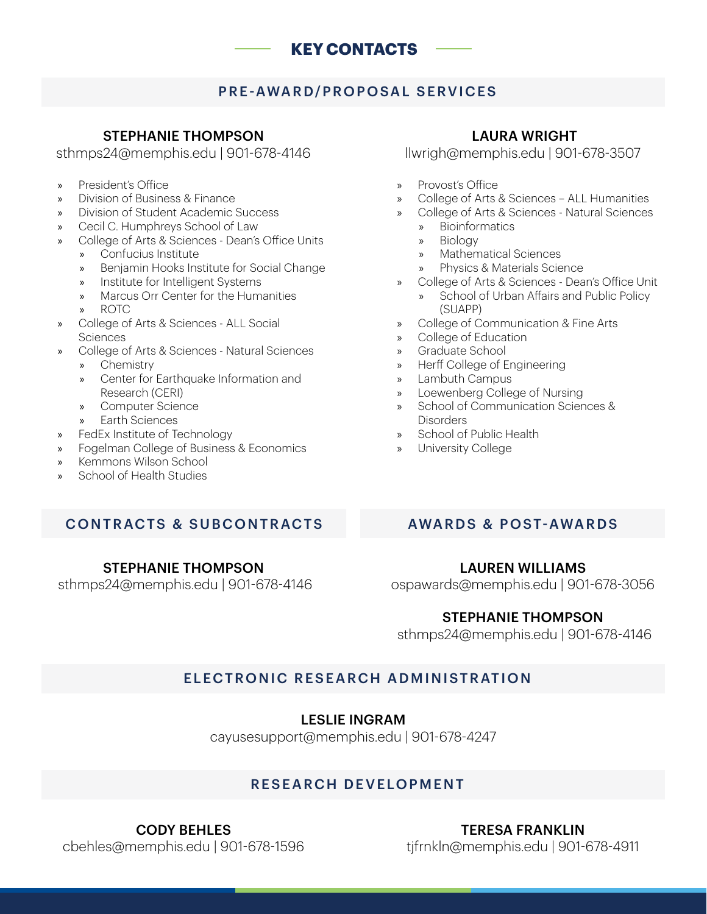# KEY CONTACTS

## PRE-AWARD/PROPOSAL SERVICES

### STEPHANIE THOMPSON

sthmps24@memphis.edu | 901-678-4146

- President's Office
- Division of Business & Finance
- Division of Student Academic Success
- Cecil C. Humphreys School of Law
- College of Arts & Sciences - Dean's Office Units
  - Confucius Institute
  - Benjamin Hooks Institute for Social Change
  - Institute for Intelligent Systems
  - Marcus Orr Center for the Humanities
  - ROTC
- College of Arts & Sciences - ALL Social Sciences
- College of Arts & Sciences - Natural Sciences
  - Chemistry
  - Center for Earthquake Information and Research (CERI)
  - Computer Science
  - Earth Sciences
- FedEx Institute of Technology
- Fogelman College of Business & Economics
- Kemmons Wilson School
- School of Health Studies

### LAURA WRIGHT

llwrigh@memphis.edu | 901-678-3507

- Provost's Office
- College of Arts & Sciences – ALL Humanities
- College of Arts & Sciences - Natural Sciences
  - Bioinformatics
  - Biology
  - Mathematical Sciences
  - Physics & Materials Science
- College of Arts & Sciences - Dean's Office Unit
  - School of Urban Affairs and Public Policy (SUAPP)
- College of Communication & Fine Arts
- College of Education
- Graduate School
- Herff College of Engineering
- Lambuth Campus
- Loewenberg College of Nursing
- School of Communication Sciences & Disorders
- School of Public Health
- University College

## CONTRACTS & SUBCONTRACTS

### STEPHANIE THOMPSON

sthmps24@memphis.edu | 901-678-4146

## AWARDS & POST-AWARDS

### LAUREN WILLIAMS

ospawards@memphis.edu | 901-678-3056

### STEPHANIE THOMPSON

sthmps24@memphis.edu | 901-678-4146

## ELECTRONIC RESEARCH ADMINISTRATION

### LESLIE INGRAM

cayusesupport@memphis.edu | 901-678-4247

## RESEARCH DEVELOPMENT

### CODY BEHLES

cbehles@memphis.edu | 901-678-1596

### TERESA FRANKLIN

tjfrnkln@memphis.edu | 901-678-4911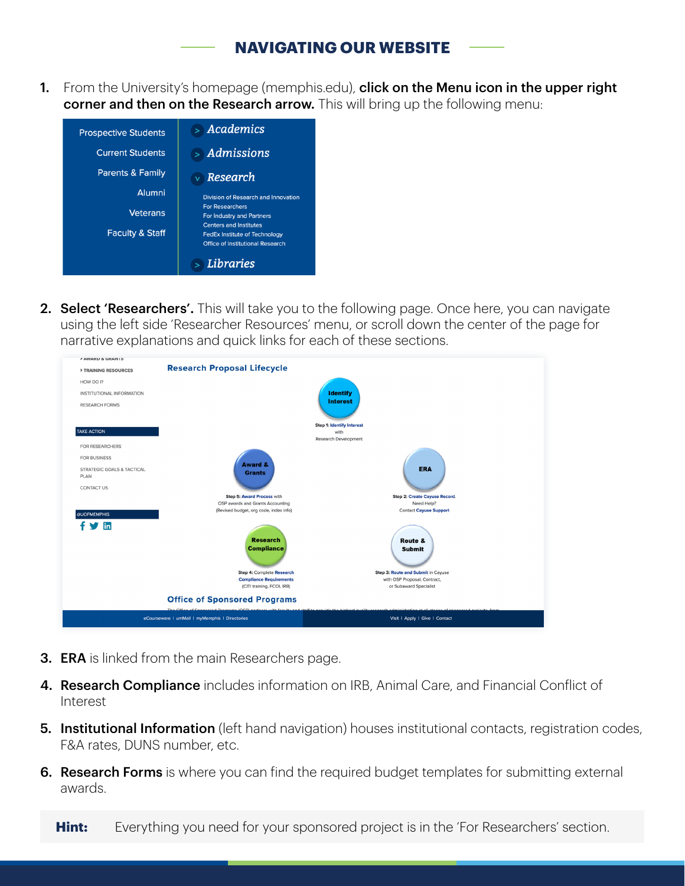## NAVIGATING OUR WEBSITE

1. From the University's homepage (memphis.edu), **click on the Menu icon in the upper right corner and then on the Research arrow.** This will bring up the following menu:

   Prospective Students
   Current Students
   Parents & Family
   Alumni
   Veterans
   Faculty & Staff

   > Academics
   > Admissions
   v Research
   - Division of Research and Innovation
   - For Researchers
   - For Industry and Partners
   - Centers and Institutes
   - FedEx Institute of Technology
   - Office of Institutional Research

   > Libraries

2. **Select 'Researchers'.** This will take you to the following page. Once here, you can navigate using the left side 'Researcher Resources' menu, or scroll down the center of the page for narrative explanations and quick links for each of these sections.

   > AWARD & GRANTS
   > TRAINING RESOURCES
   HOW DO I?
   INSTITUTIONAL INFORMATION
   RESEARCH FORMS

   TAKE ACTION
   FOR RESEARCHERS
   FOR BUSINESS
   STRATEGIC GOALS & TACTICAL PLAN
   CONTACT US

   @UOFMEMPHIS

   **Research Proposal Lifecycle**

   - **Identify Interest** — Step 1: Identify Interest with Research Development
   - **ERA** — Step 2: Create Cayuse Record. Need Help? Contact Cayuse Support
   - **Route & Submit** — Step 3: Route and Submit in Cayuse with OSP Proposal, Contract, or Subaward Specialist
   - **Research Compliance** — Step 4: Complete Research Compliance Requirements (CITI training, FCOI, IRB)
   - **Award & Grants** — Step 5: Award Process with OSP awards and Grants Accounting (Revised budget, org code, index info)

   **Office of Sponsored Programs**

   eCourseware | umMail | myMemphis | Directories — Visit | Apply | Give | Contact

3. **ERA** is linked from the main Researchers page.

4. **Research Compliance** includes information on IRB, Animal Care, and Financial Conflict of Interest

5. **Institutional Information** (left hand navigation) houses institutional contacts, registration codes, F&A rates, DUNS number, etc.

6. **Research Forms** is where you can find the required budget templates for submitting external awards.

**Hint:** Everything you need for your sponsored project is in the 'For Researchers' section.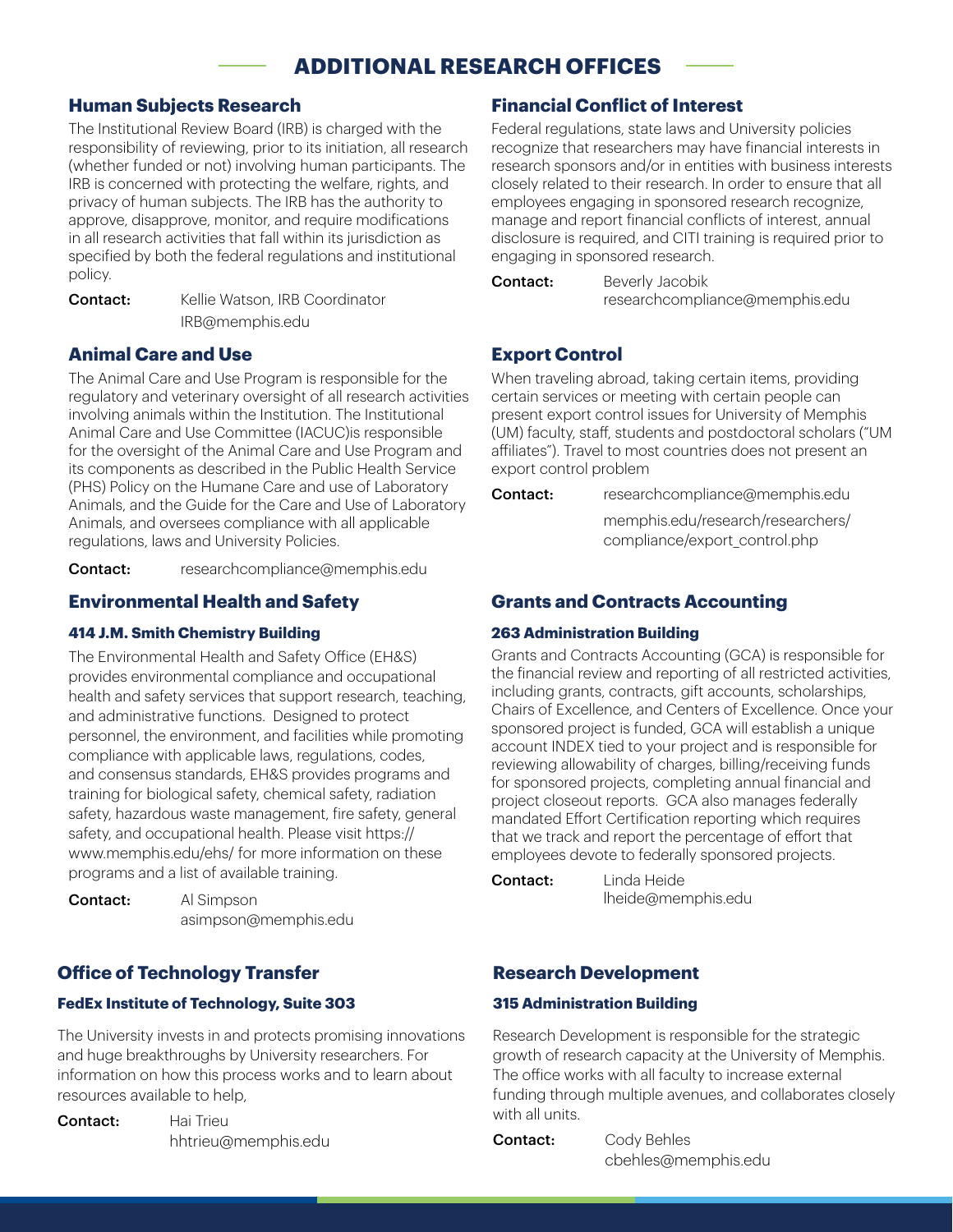# ADDITIONAL RESEARCH OFFICES

## Human Subjects Research

The Institutional Review Board (IRB) is charged with the responsibility of reviewing, prior to its initiation, all research (whether funded or not) involving human participants. The IRB is concerned with protecting the welfare, rights, and privacy of human subjects. The IRB has the authority to approve, disapprove, monitor, and require modifications in all research activities that fall within its jurisdiction as specified by both the federal regulations and institutional policy.

**Contact:** Kellie Watson, IRB Coordinator
IRB@memphis.edu

## Animal Care and Use

The Animal Care and Use Program is responsible for the regulatory and veterinary oversight of all research activities involving animals within the Institution. The Institutional Animal Care and Use Committee (IACUC)is responsible for the oversight of the Animal Care and Use Program and its components as described in the Public Health Service (PHS) Policy on the Humane Care and use of Laboratory Animals, and the Guide for the Care and Use of Laboratory Animals, and oversees compliance with all applicable regulations, laws and University Policies.

**Contact:** researchcompliance@memphis.edu

## Environmental Health and Safety

### 414 J.M. Smith Chemistry Building

The Environmental Health and Safety Office (EH&S) provides environmental compliance and occupational health and safety services that support research, teaching, and administrative functions. Designed to protect personnel, the environment, and facilities while promoting compliance with applicable laws, regulations, codes, and consensus standards, EH&S provides programs and training for biological safety, chemical safety, radiation safety, hazardous waste management, fire safety, general safety, and occupational health. Please visit https://www.memphis.edu/ehs/ for more information on these programs and a list of available training.

**Contact:** Al Simpson
asimpson@memphis.edu

## Office of Technology Transfer

### FedEx Institute of Technology, Suite 303

The University invests in and protects promising innovations and huge breakthroughs by University researchers. For information on how this process works and to learn about resources available to help,

**Contact:** Hai Trieu
hhtrieu@memphis.edu

## Financial Conflict of Interest

Federal regulations, state laws and University policies recognize that researchers may have financial interests in research sponsors and/or in entities with business interests closely related to their research. In order to ensure that all employees engaging in sponsored research recognize, manage and report financial conflicts of interest, annual disclosure is required, and CITI training is required prior to engaging in sponsored research.

**Contact:** Beverly Jacobik
researchcompliance@memphis.edu

## Export Control

When traveling abroad, taking certain items, providing certain services or meeting with certain people can present export control issues for University of Memphis (UM) faculty, staff, students and postdoctoral scholars ("UM affiliates"). Travel to most countries does not present an export control problem

**Contact:** researchcompliance@memphis.edu
memphis.edu/research/researchers/compliance/export_control.php

## Grants and Contracts Accounting

### 263 Administration Building

Grants and Contracts Accounting (GCA) is responsible for the financial review and reporting of all restricted activities, including grants, contracts, gift accounts, scholarships, Chairs of Excellence, and Centers of Excellence. Once your sponsored project is funded, GCA will establish a unique account INDEX tied to your project and is responsible for reviewing allowability of charges, billing/receiving funds for sponsored projects, completing annual financial and project closeout reports. GCA also manages federally mandated Effort Certification reporting which requires that we track and report the percentage of effort that employees devote to federally sponsored projects.

**Contact:** Linda Heide
lheide@memphis.edu

## Research Development

### 315 Administration Building

Research Development is responsible for the strategic growth of research capacity at the University of Memphis. The office works with all faculty to increase external funding through multiple avenues, and collaborates closely with all units.

**Contact:** Cody Behles
cbehles@memphis.edu